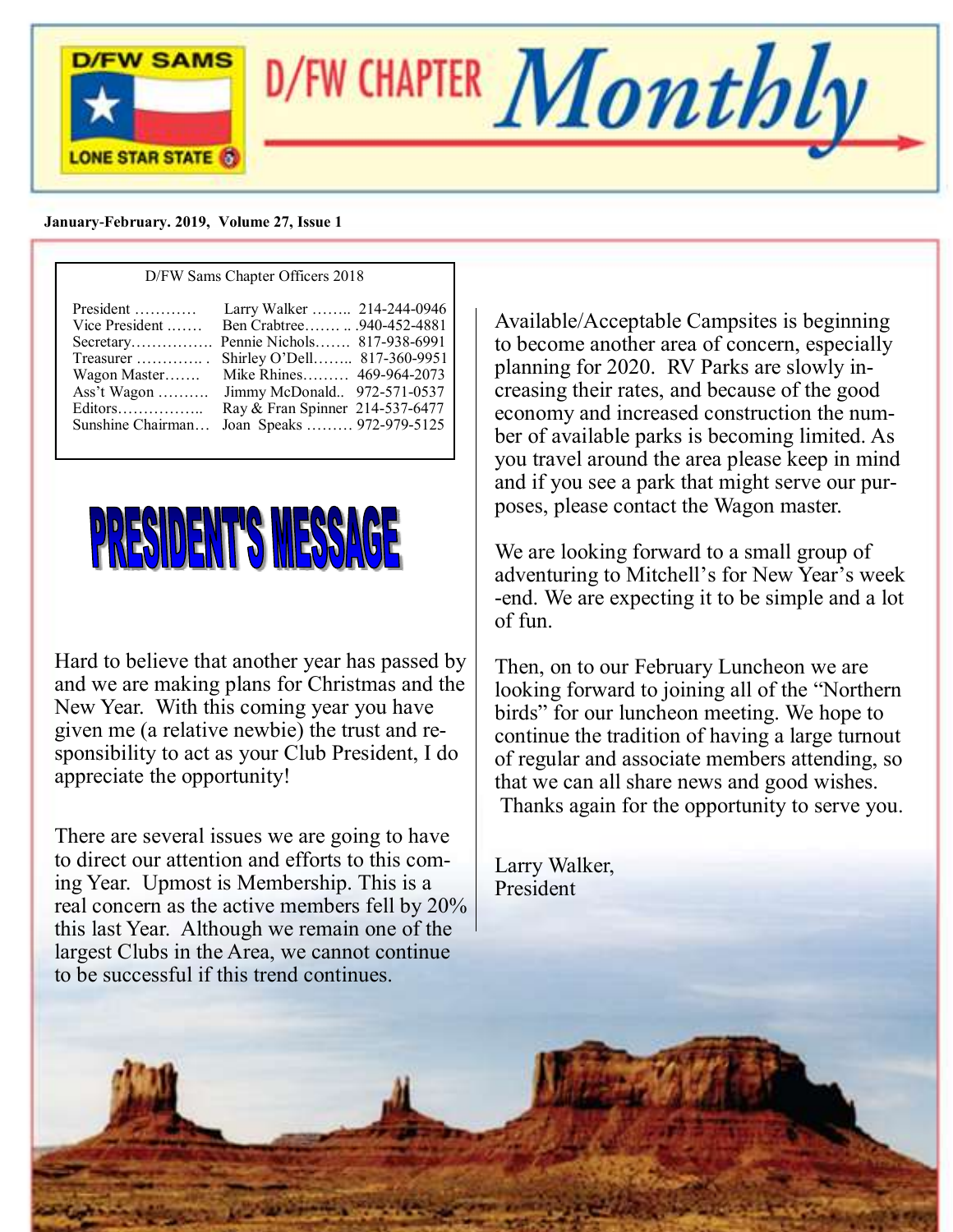# D/FW CHAPTER *Monthly*

**January-February. 2019, Volume 27, Issue 1**

D/FW Sams Chapter Officers 2018

| | | |
|---|---|---|
| President ………… | Larry Walker …….. | 214-244-0946 |
| Vice President ……. | Ben Crabtree……. .. | .940-452-4881 |
| Secretary……………. | Pennie Nichols……. | 817-938-6991 |
| Treasurer …………. . | Shirley O'Dell…….. | 817-360-9951 |
| Wagon Master……. | Mike Rhines……… | 469-964-2073 |
| Ass't Wagon ………. | Jimmy McDonald.. | 972-571-0537 |
| Editors…………….. | Ray & Fran Spinner | 214-537-6477 |
| Sunshine Chairman… | Joan Speaks ……… | 972-979-5125 |

## PRESIDENT'S MESSAGE

Hard to believe that another year has passed by and we are making plans for Christmas and the New Year. With this coming year you have given me (a relative newbie) the trust and responsibility to act as your Club President, I do appreciate the opportunity!

There are several issues we are going to have to direct our attention and efforts to this coming Year. Upmost is Membership. This is a real concern as the active members fell by 20% this last Year. Although we remain one of the largest Clubs in the Area, we cannot continue to be successful if this trend continues.

Available/Acceptable Campsites is beginning to become another area of concern, especially planning for 2020. RV Parks are slowly increasing their rates, and because of the good economy and increased construction the number of available parks is becoming limited. As you travel around the area please keep in mind and if you see a park that might serve our purposes, please contact the Wagon master.

We are looking forward to a small group of adventuring to Mitchell's for New Year's week-end. We are expecting it to be simple and a lot of fun.

Then, on to our February Luncheon we are looking forward to joining all of the "Northern birds" for our luncheon meeting. We hope to continue the tradition of having a large turnout of regular and associate members attending, so that we can all share news and good wishes. Thanks again for the opportunity to serve you.

Larry Walker,
President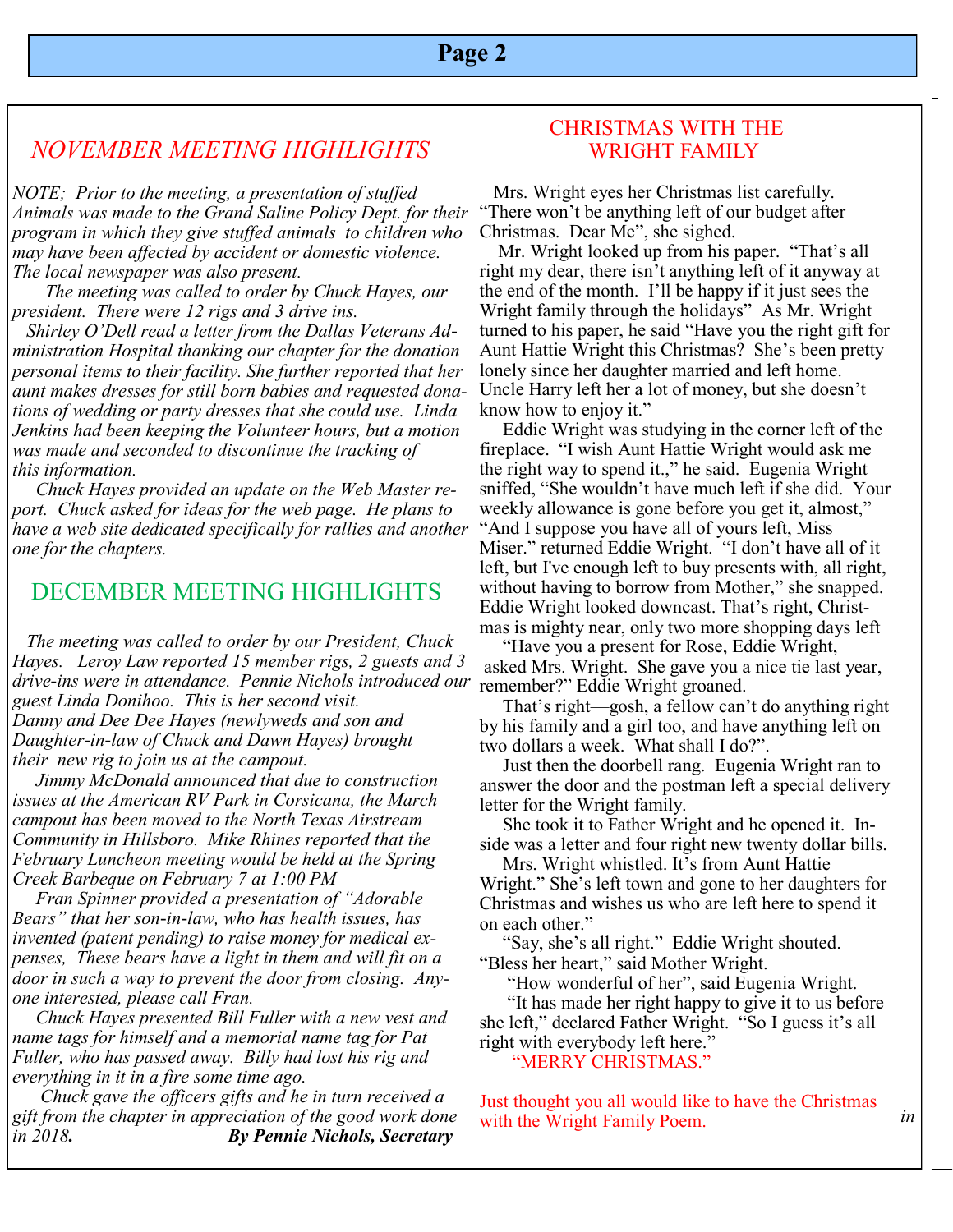## *NOVEMBER MEETING HIGHLIGHTS*

*NOTE; Prior to the meeting, a presentation of stuffed Animals was made to the Grand Saline Policy Dept. for their program in which they give stuffed animals to children who may have been affected by accident or domestic violence. The local newspaper was also present.*

*The meeting was called to order by Chuck Hayes, our president. There were 12 rigs and 3 drive ins.*

*Shirley O'Dell read a letter from the Dallas Veterans Administration Hospital thanking our chapter for the donation personal items to their facility. She further reported that her aunt makes dresses for still born babies and requested donations of wedding or party dresses that she could use. Linda Jenkins had been keeping the Volunteer hours, but a motion was made and seconded to discontinue the tracking of this information.*

*Chuck Hayes provided an update on the Web Master report. Chuck asked for ideas for the web page. He plans to have a web site dedicated specifically for rallies and another one for the chapters.*

## DECEMBER MEETING HIGHLIGHTS

*The meeting was called to order by our President, Chuck Hayes. Leroy Law reported 15 member rigs, 2 guests and 3 drive-ins were in attendance. Pennie Nichols introduced our guest Linda Donihoo. This is her second visit. Danny and Dee Dee Hayes (newlyweds and son and Daughter-in-law of Chuck and Dawn Hayes) brought their new rig to join us at the campout.*

*Jimmy McDonald announced that due to construction issues at the American RV Park in Corsicana, the March campout has been moved to the North Texas Airstream Community in Hillsboro. Mike Rhines reported that the February Luncheon meeting would be held at the Spring Creek Barbeque on February 7 at 1:00 PM*

*Fran Spinner provided a presentation of "Adorable Bears" that her son-in-law, who has health issues, has invented (patent pending) to raise money for medical expenses, These bears have a light in them and will fit on a door in such a way to prevent the door from closing. Anyone interested, please call Fran.*

*Chuck Hayes presented Bill Fuller with a new vest and name tags for himself and a memorial name tag for Pat Fuller, who has passed away. Billy had lost his rig and everything in it in a fire some time ago.*

*Chuck gave the officers gifts and he in turn received a gift from the chapter in appreciation of the good work done in 2018.* ***By Pennie Nichols, Secretary***

## CHRISTMAS WITH THE WRIGHT FAMILY

Mrs. Wright eyes her Christmas list carefully. "There won't be anything left of our budget after Christmas. Dear Me", she sighed.

Mr. Wright looked up from his paper. "That's all right my dear, there isn't anything left of it anyway at the end of the month. I'll be happy if it just sees the Wright family through the holidays" As Mr. Wright turned to his paper, he said "Have you the right gift for Aunt Hattie Wright this Christmas? She's been pretty lonely since her daughter married and left home. Uncle Harry left her a lot of money, but she doesn't know how to enjoy it."

Eddie Wright was studying in the corner left of the fireplace. "I wish Aunt Hattie Wright would ask me the right way to spend it.," he said. Eugenia Wright sniffed, "She wouldn't have much left if she did. Your weekly allowance is gone before you get it, almost," "And I suppose you have all of yours left, Miss Miser." returned Eddie Wright. "I don't have all of it left, but I've enough left to buy presents with, all right, without having to borrow from Mother," she snapped. Eddie Wright looked downcast. That's right, Christmas is mighty near, only two more shopping days left

"Have you a present for Rose, Eddie Wright, asked Mrs. Wright. She gave you a nice tie last year, remember?" Eddie Wright groaned.

That's right—gosh, a fellow can't do anything right by his family and a girl too, and have anything left on two dollars a week. What shall I do?".

Just then the doorbell rang. Eugenia Wright ran to answer the door and the postman left a special delivery letter for the Wright family.

She took it to Father Wright and he opened it. Inside was a letter and four right new twenty dollar bills.

Mrs. Wright whistled. It's from Aunt Hattie Wright." She's left town and gone to her daughters for Christmas and wishes us who are left here to spend it on each other."

"Say, she's all right." Eddie Wright shouted.
"Bless her heart," said Mother Wright.

"How wonderful of her", said Eugenia Wright.

"It has made her right happy to give it to us before she left," declared Father Wright. "So I guess it's all right with everybody left here."

"MERRY CHRISTMAS."

Just thought you all would like to have the Christmas with the Wright Family Poem.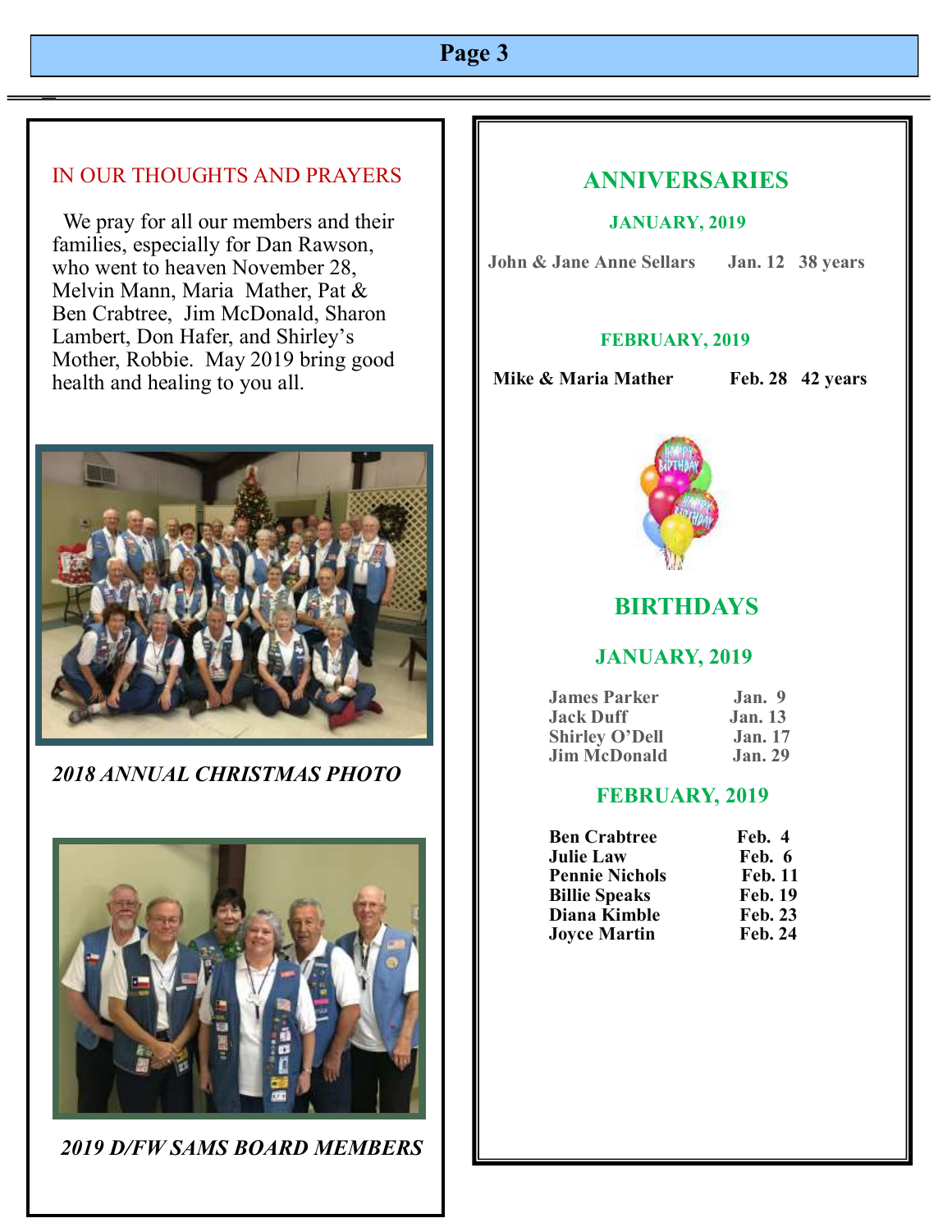## IN OUR THOUGHTS AND PRAYERS

We pray for all our members and their families, especially for Dan Rawson, who went to heaven November 28, Melvin Mann, Maria Mather, Pat & Ben Crabtree, Jim McDonald, Sharon Lambert, Don Hafer, and Shirley's Mother, Robbie. May 2019 bring good health and healing to you all.

*2018 ANNUAL CHRISTMAS PHOTO*

*2019 D/FW SAMS BOARD MEMBERS*

## ANNIVERSARIES

### JANUARY, 2019

| | | |
|---|---|---|
| John & Jane Anne Sellars | Jan. 12 | 38 years |

### FEBRUARY, 2019

| | | |
|---|---|---|
| **Mike & Maria Mather** | **Feb. 28** | **42 years** |

## BIRTHDAYS

### JANUARY, 2019

| | |
|---|---|
| James Parker | Jan. 9 |
| Jack Duff | Jan. 13 |
| Shirley O'Dell | Jan. 17 |
| Jim McDonald | Jan. 29 |

### FEBRUARY, 2019

| | |
|---|---|
| **Ben Crabtree** | **Feb. 4** |
| **Julie Law** | **Feb. 6** |
| **Pennie Nichols** | **Feb. 11** |
| **Billie Speaks** | **Feb. 19** |
| **Diana Kimble** | **Feb. 23** |
| **Joyce Martin** | **Feb. 24** |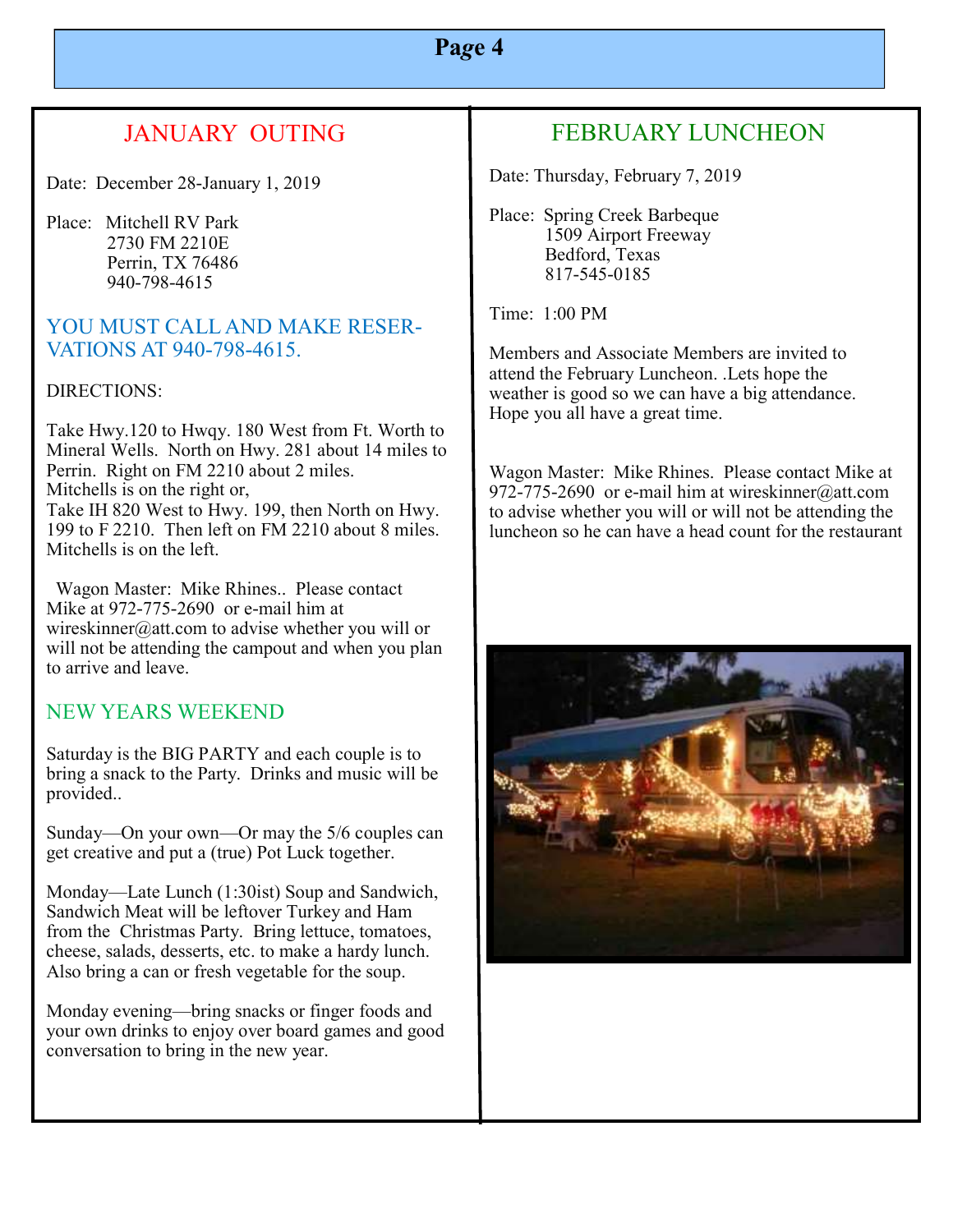## JANUARY OUTING

Date: December 28-January 1, 2019

Place: Mitchell RV Park
2730 FM 2210E
Perrin, TX 76486
940-798-4615

### YOU MUST CALL AND MAKE RESERVATIONS AT 940-798-4615.

DIRECTIONS:

Take Hwy.120 to Hwqy. 180 West from Ft. Worth to Mineral Wells. North on Hwy. 281 about 14 miles to Perrin. Right on FM 2210 about 2 miles. Mitchells is on the right or,
Take IH 820 West to Hwy. 199, then North on Hwy. 199 to F 2210. Then left on FM 2210 about 8 miles. Mitchells is on the left.

Wagon Master: Mike Rhines.. Please contact Mike at 972-775-2690 or e-mail him at wireskinner@att.com to advise whether you will or will not be attending the campout and when you plan to arrive and leave.

### NEW YEARS WEEKEND

Saturday is the BIG PARTY and each couple is to bring a snack to the Party. Drinks and music will be provided..

Sunday—On your own—Or may the 5/6 couples can get creative and put a (true) Pot Luck together.

Monday—Late Lunch (1:30ist) Soup and Sandwich, Sandwich Meat will be leftover Turkey and Ham from the Christmas Party. Bring lettuce, tomatoes, cheese, salads, desserts, etc. to make a hardy lunch. Also bring a can or fresh vegetable for the soup.

Monday evening—bring snacks or finger foods and your own drinks to enjoy over board games and good conversation to bring in the new year.

## FEBRUARY LUNCHEON

Date: Thursday, February 7, 2019

Place: Spring Creek Barbeque
1509 Airport Freeway
Bedford, Texas
817-545-0185

Time: 1:00 PM

Members and Associate Members are invited to attend the February Luncheon. .Lets hope the weather is good so we can have a big attendance. Hope you all have a great time.

Wagon Master: Mike Rhines. Please contact Mike at 972-775-2690 or e-mail him at wireskinner@att.com to advise whether you will or will not be attending the luncheon so he can have a head count for the restaurant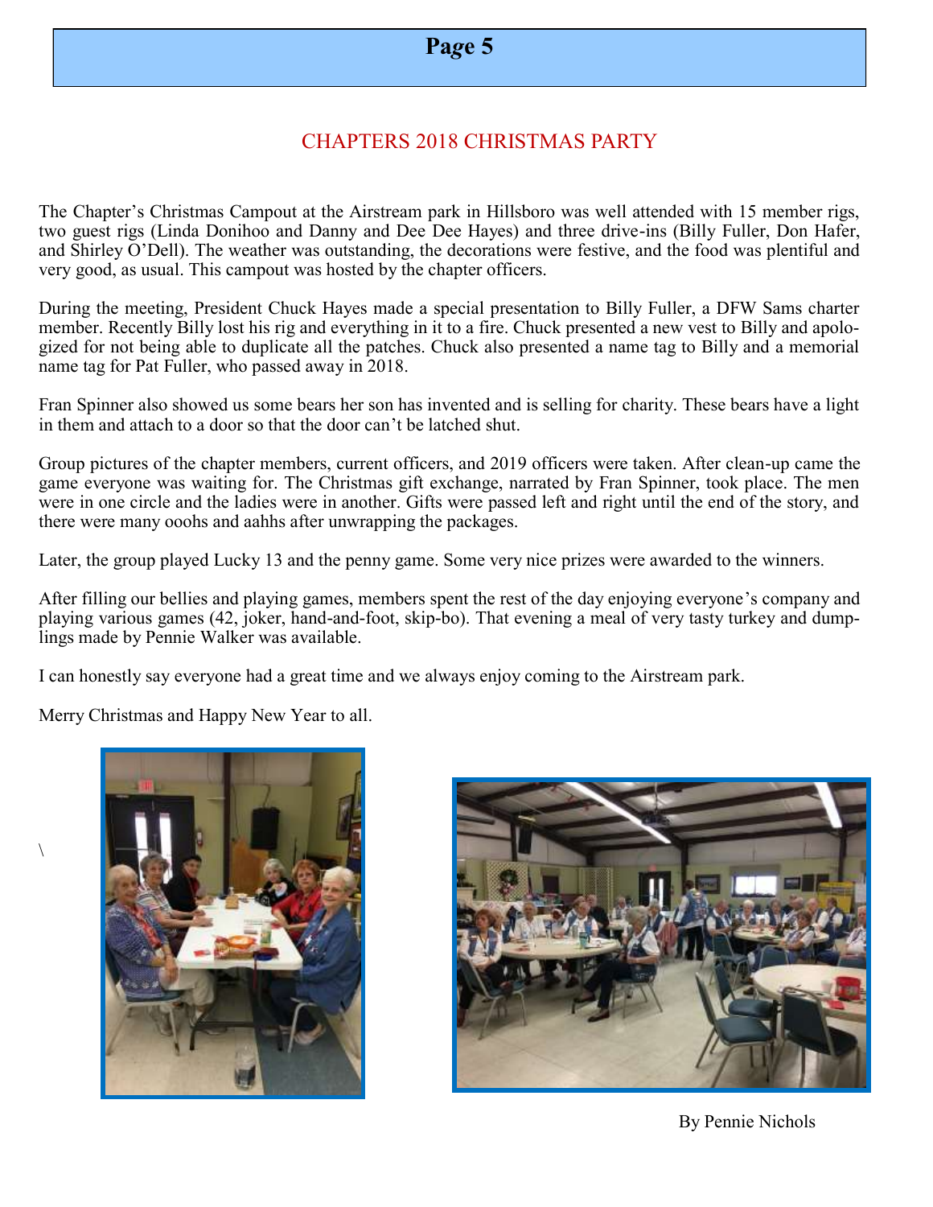## CHAPTERS 2018 CHRISTMAS PARTY

The Chapter's Christmas Campout at the Airstream park in Hillsboro was well attended with 15 member rigs, two guest rigs (Linda Donihoo and Danny and Dee Dee Hayes) and three drive-ins (Billy Fuller, Don Hafer, and Shirley O'Dell). The weather was outstanding, the decorations were festive, and the food was plentiful and very good, as usual. This campout was hosted by the chapter officers.

During the meeting, President Chuck Hayes made a special presentation to Billy Fuller, a DFW Sams charter member. Recently Billy lost his rig and everything in it to a fire. Chuck presented a new vest to Billy and apologized for not being able to duplicate all the patches. Chuck also presented a name tag to Billy and a memorial name tag for Pat Fuller, who passed away in 2018.

Fran Spinner also showed us some bears her son has invented and is selling for charity. These bears have a light in them and attach to a door so that the door can't be latched shut.

Group pictures of the chapter members, current officers, and 2019 officers were taken. After clean-up came the game everyone was waiting for. The Christmas gift exchange, narrated by Fran Spinner, took place. The men were in one circle and the ladies were in another. Gifts were passed left and right until the end of the story, and there were many ooohs and aahhs after unwrapping the packages.

Later, the group played Lucky 13 and the penny game. Some very nice prizes were awarded to the winners.

After filling our bellies and playing games, members spent the rest of the day enjoying everyone's company and playing various games (42, joker, hand-and-foot, skip-bo). That evening a meal of very tasty turkey and dumplings made by Pennie Walker was available.

I can honestly say everyone had a great time and we always enjoy coming to the Airstream park.

Merry Christmas and Happy New Year to all.

By Pennie Nichols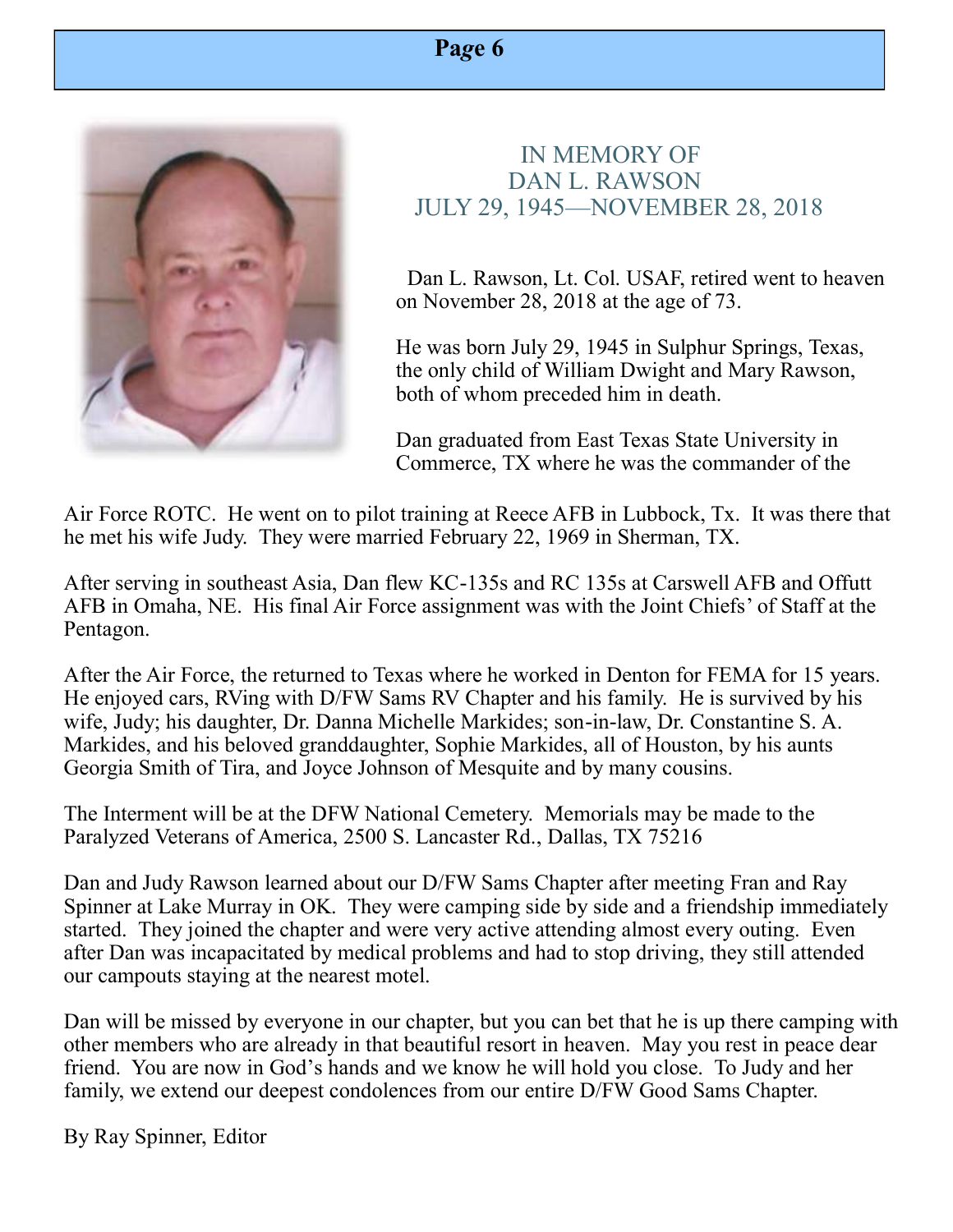## IN MEMORY OF
## DAN L. RAWSON
## JULY 29, 1945—NOVEMBER 28, 2018

Dan L. Rawson, Lt. Col. USAF, retired went to heaven on November 28, 2018 at the age of 73.

He was born July 29, 1945 in Sulphur Springs, Texas, the only child of William Dwight and Mary Rawson, both of whom preceded him in death.

Dan graduated from East Texas State University in Commerce, TX where he was the commander of the Air Force ROTC. He went on to pilot training at Reece AFB in Lubbock, Tx. It was there that he met his wife Judy. They were married February 22, 1969 in Sherman, TX.

After serving in southeast Asia, Dan flew KC-135s and RC 135s at Carswell AFB and Offutt AFB in Omaha, NE. His final Air Force assignment was with the Joint Chiefs' of Staff at the Pentagon.

After the Air Force, the returned to Texas where he worked in Denton for FEMA for 15 years. He enjoyed cars, RVing with D/FW Sams RV Chapter and his family. He is survived by his wife, Judy; his daughter, Dr. Danna Michelle Markides; son-in-law, Dr. Constantine S. A. Markides, and his beloved granddaughter, Sophie Markides, all of Houston, by his aunts Georgia Smith of Tira, and Joyce Johnson of Mesquite and by many cousins.

The Interment will be at the DFW National Cemetery. Memorials may be made to the Paralyzed Veterans of America, 2500 S. Lancaster Rd., Dallas, TX 75216

Dan and Judy Rawson learned about our D/FW Sams Chapter after meeting Fran and Ray Spinner at Lake Murray in OK. They were camping side by side and a friendship immediately started. They joined the chapter and were very active attending almost every outing. Even after Dan was incapacitated by medical problems and had to stop driving, they still attended our campouts staying at the nearest motel.

Dan will be missed by everyone in our chapter, but you can bet that he is up there camping with other members who are already in that beautiful resort in heaven. May you rest in peace dear friend. You are now in God's hands and we know he will hold you close. To Judy and her family, we extend our deepest condolences from our entire D/FW Good Sams Chapter.

By Ray Spinner, Editor